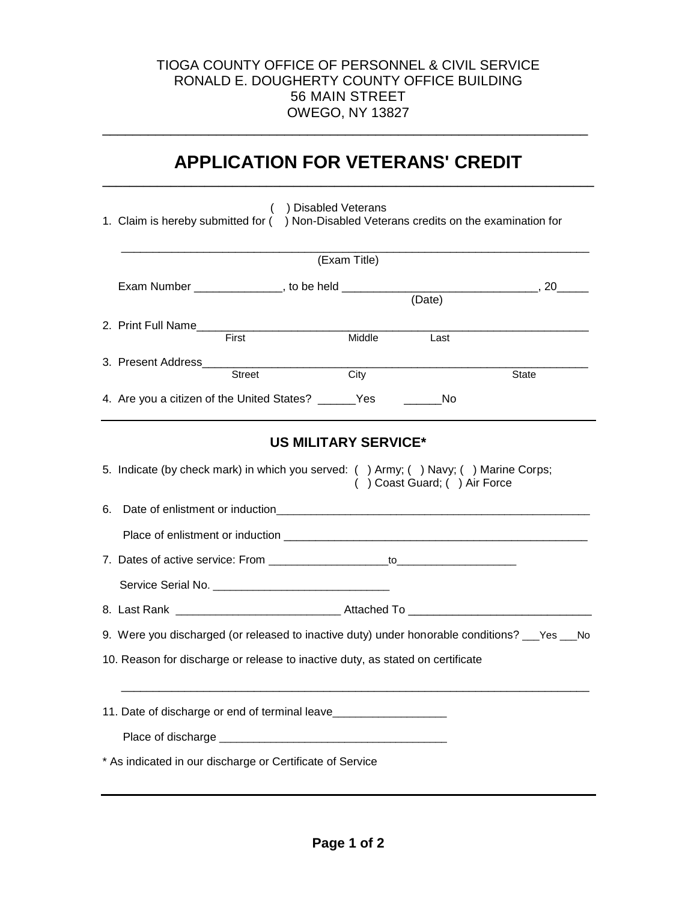TIOGA COUNTY OFFICE OF PERSONNEL & CIVIL SERVICE
RONALD E. DOUGHERTY COUNTY OFFICE BUILDING
56 MAIN STREET
OWEGO, NY 13827

---

# APPLICATION FOR VETERANS' CREDIT

---

1. Claim is hereby submitted for ( ) Disabled Veterans / ( ) Non-Disabled Veterans credits on the examination for

   ______________________________________________________________________
   (Exam Title)

   Exam Number ______________, to be held _______________________________, 20_____
   (Date)

2. Print Full Name_______________________________________________________________
   First Middle Last

3. Present Address_______________________________________________________________
   Street City State

4. Are you a citizen of the United States? ______Yes ______No

---

## US MILITARY SERVICE*

5. Indicate (by check mark) in which you served: ( ) Army; ( ) Navy; ( ) Marine Corps; ( ) Coast Guard; ( ) Air Force

6. Date of enlistment or induction_____________________________________________________

   Place of enlistment or induction ___________________________________________________

7. Dates of active service: From ___________________to___________________

   Service Serial No. ____________________________

8. Last Rank __________________________ Attached To _____________________________

9. Were you discharged (or released to inactive duty) under honorable conditions? ___Yes ___No

10. Reason for discharge or release to inactive duty, as stated on certificate

    ______________________________________________________________________

11. Date of discharge or end of terminal leave__________________

    Place of discharge ____________________________________

\* As indicated in our discharge or Certificate of Service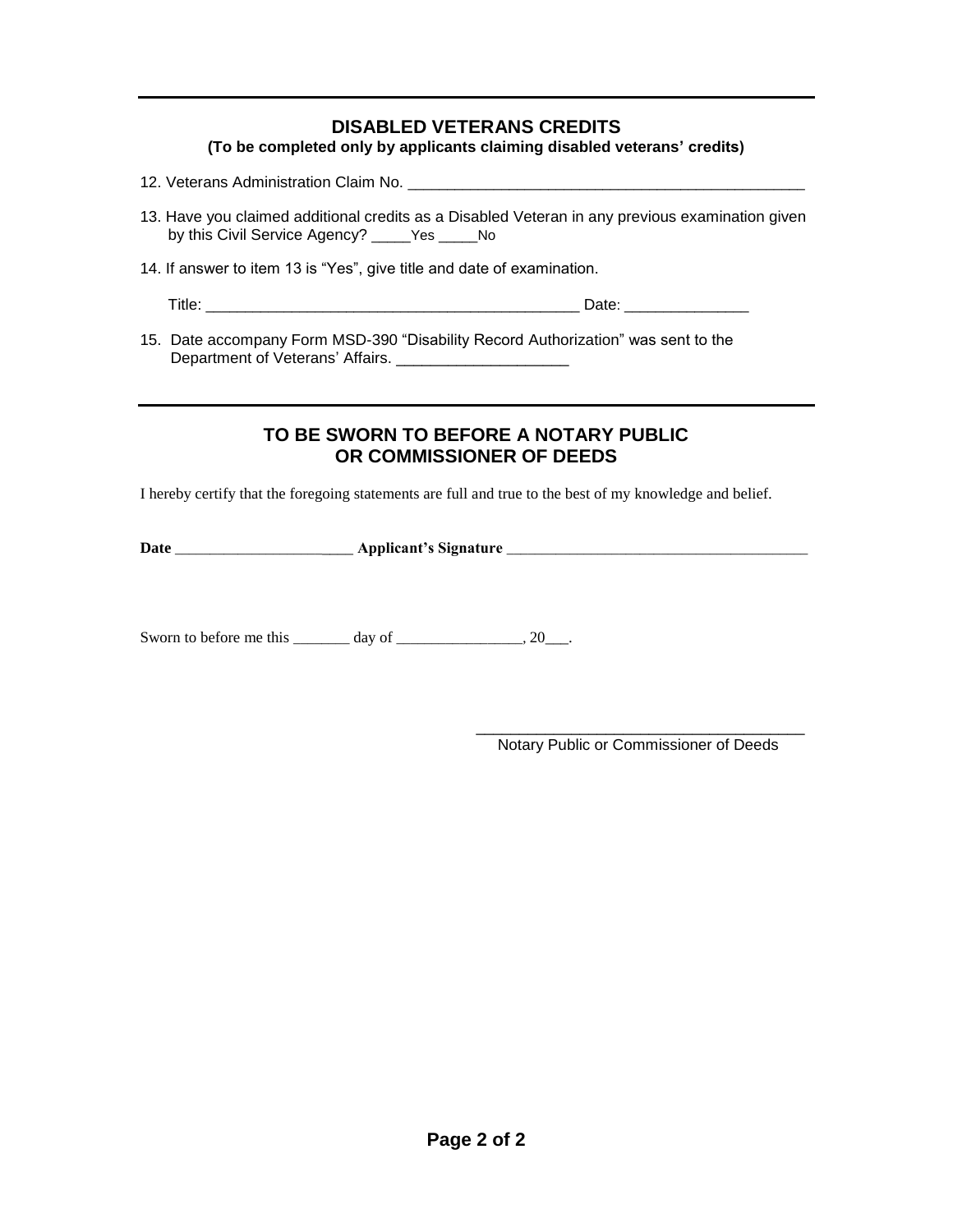## DISABLED VETERANS CREDITS

**(To be completed only by applicants claiming disabled veterans' credits)**

12. Veterans Administration Claim No. ________________________________________________

13. Have you claimed additional credits as a Disabled Veteran in any previous examination given by this Civil Service Agency? _____Yes _____No

14. If answer to item 13 is "Yes", give title and date of examination.

    Title: _____________________________________________ Date: ______________

15. Date accompany Form MSD-390 "Disability Record Authorization" was sent to the Department of Veterans' Affairs. ____________________

## TO BE SWORN TO BEFORE A NOTARY PUBLIC OR COMMISSIONER OF DEEDS

I hereby certify that the foregoing statements are full and true to the best of my knowledge and belief.

**Date** _______________________ **Applicant's Signature** ________________________________________

Sworn to before me this _______ day of ________________, 20___.

______________________________________
Notary Public or Commissioner of Deeds